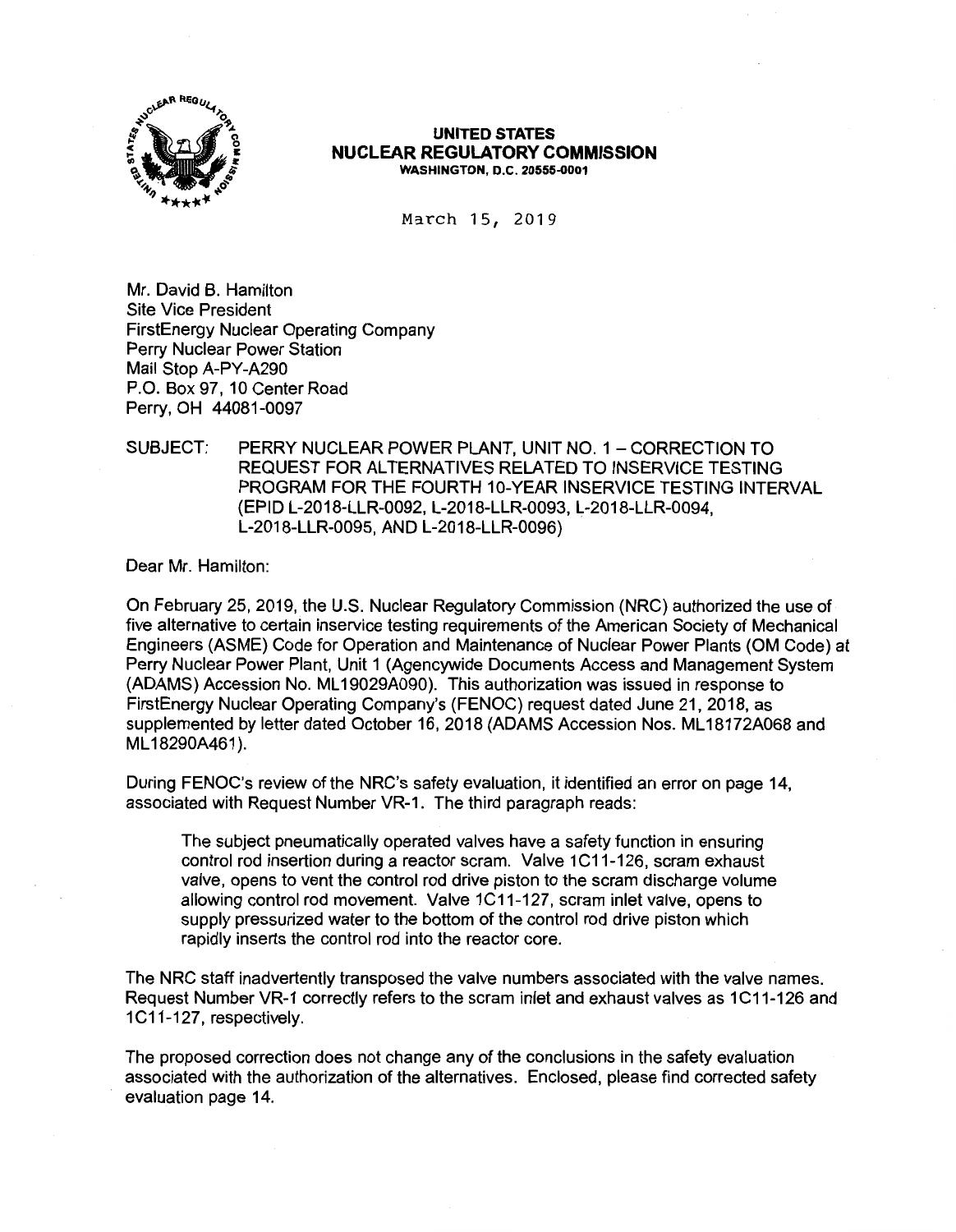**UNITED STATES**
**NUCLEAR REGULATORY COMMISSION**
**WASHINGTON, D.C. 20555-0001**

March 15, 2019

Mr. David B. Hamilton
Site Vice President
FirstEnergy Nuclear Operating Company
Perry Nuclear Power Station
Mail Stop A-PY-A290
P.O. Box 97, 10 Center Road
Perry, OH 44081-0097

SUBJECT: PERRY NUCLEAR POWER PLANT, UNIT NO. 1 – CORRECTION TO REQUEST FOR ALTERNATIVES RELATED TO INSERVICE TESTING PROGRAM FOR THE FOURTH 10-YEAR INSERVICE TESTING INTERVAL (EPID L-2018-LLR-0092, L-2018-LLR-0093, L-2018-LLR-0094, L-2018-LLR-0095, AND L-2018-LLR-0096)

Dear Mr. Hamilton:

On February 25, 2019, the U.S. Nuclear Regulatory Commission (NRC) authorized the use of five alternative to certain inservice testing requirements of the American Society of Mechanical Engineers (ASME) Code for Operation and Maintenance of Nuclear Power Plants (OM Code) at Perry Nuclear Power Plant, Unit 1 (Agencywide Documents Access and Management System (ADAMS) Accession No. ML19029A090). This authorization was issued in response to FirstEnergy Nuclear Operating Company's (FENOC) request dated June 21, 2018, as supplemented by letter dated October 16, 2018 (ADAMS Accession Nos. ML18172A068 and ML18290A461).

During FENOC's review of the NRC's safety evaluation, it identified an error on page 14, associated with Request Number VR-1. The third paragraph reads:

> The subject pneumatically operated valves have a safety function in ensuring control rod insertion during a reactor scram. Valve 1C11-126, scram exhaust valve, opens to vent the control rod drive piston to the scram discharge volume allowing control rod movement. Valve 1C11-127, scram inlet valve, opens to supply pressurized water to the bottom of the control rod drive piston which rapidly inserts the control rod into the reactor core.

The NRC staff inadvertently transposed the valve numbers associated with the valve names. Request Number VR-1 correctly refers to the scram inlet and exhaust valves as 1C11-126 and 1C11-127, respectively.

The proposed correction does not change any of the conclusions in the safety evaluation associated with the authorization of the alternatives. Enclosed, please find corrected safety evaluation page 14.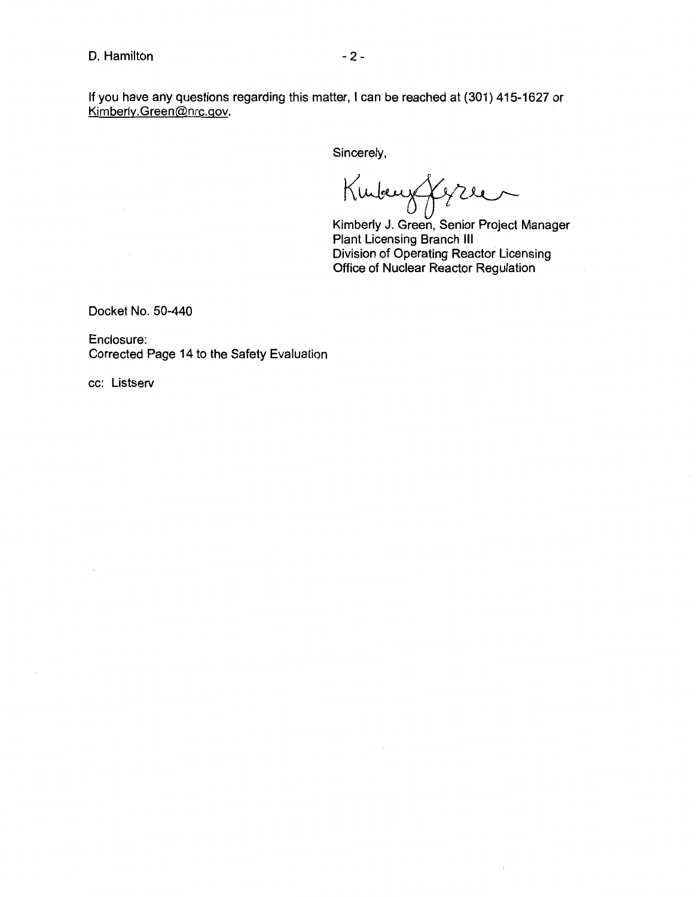If you have any questions regarding this matter, I can be reached at (301) 415-1627 or Kimberly.Green@nrc.gov.

Sincerely,

Kimberly J. Green, Senior Project Manager
Plant Licensing Branch III
Division of Operating Reactor Licensing
Office of Nuclear Reactor Regulation

Docket No. 50-440

Enclosure:
Corrected Page 14 to the Safety Evaluation

cc: Listserv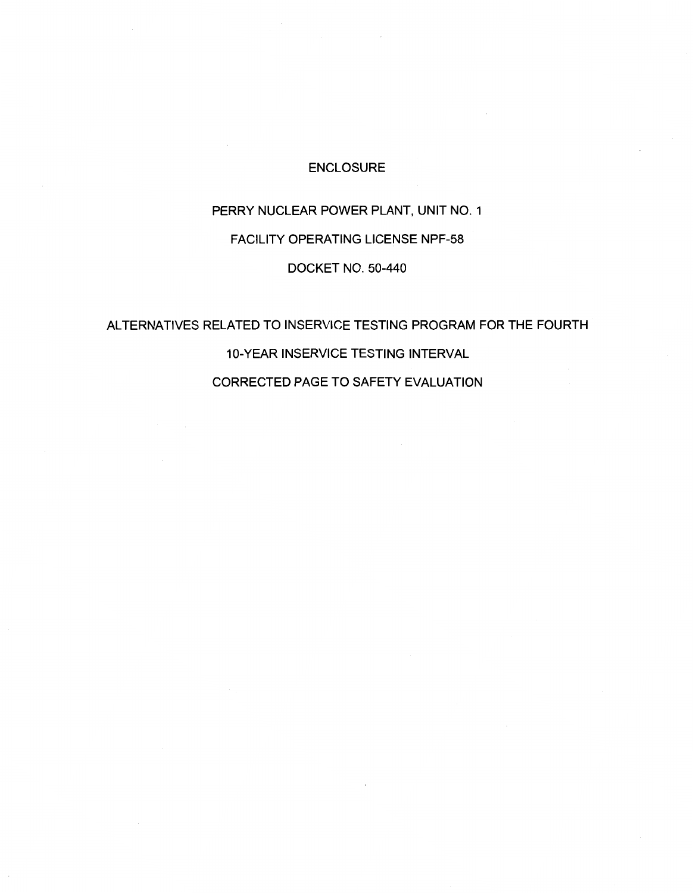# ENCLOSURE

PERRY NUCLEAR POWER PLANT, UNIT NO. 1

FACILITY OPERATING LICENSE NPF-58

DOCKET NO. 50-440

ALTERNATIVES RELATED TO INSERVICE TESTING PROGRAM FOR THE FOURTH

10-YEAR INSERVICE TESTING INTERVAL

CORRECTED PAGE TO SAFETY EVALUATION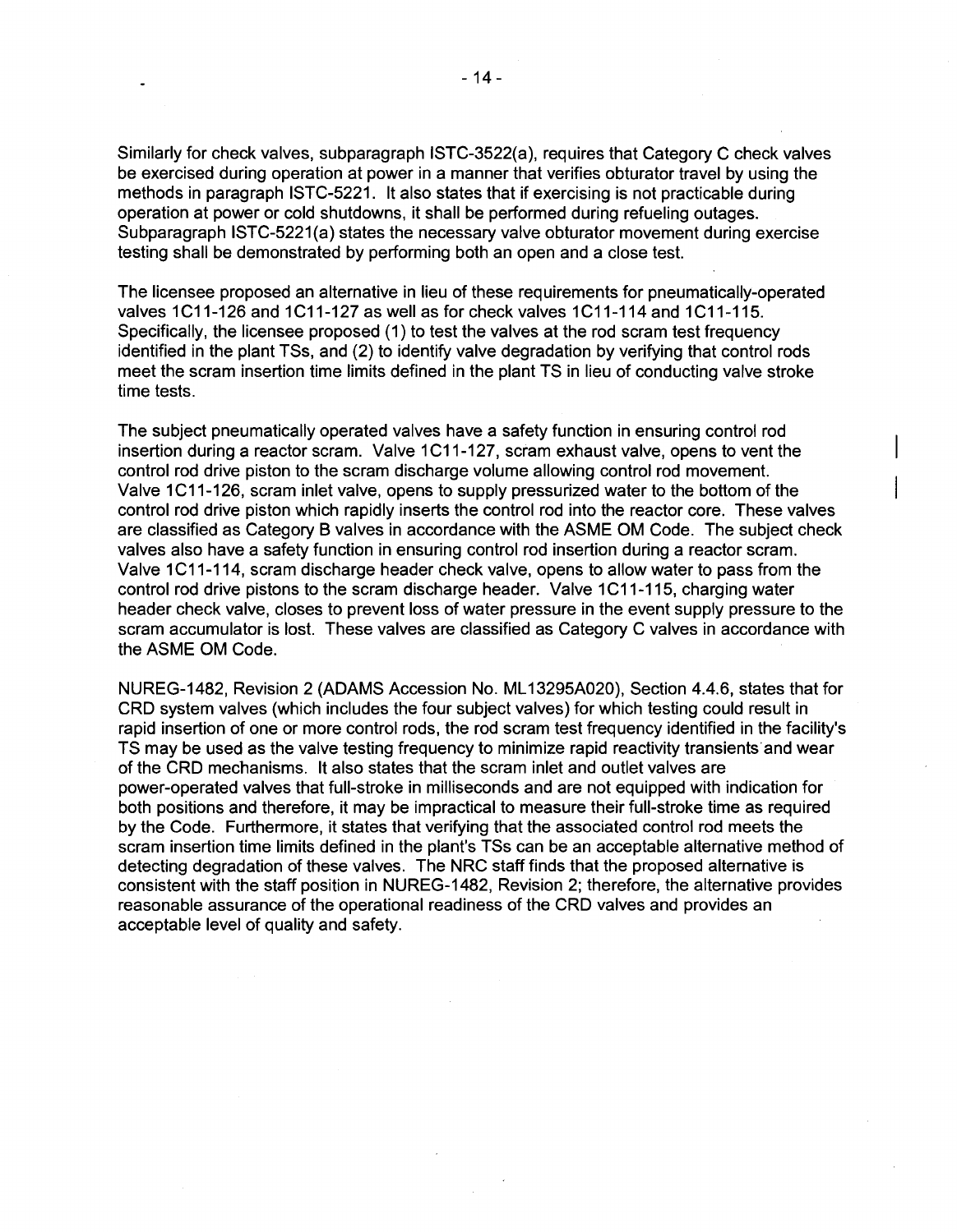Similarly for check valves, subparagraph ISTC-3522(a), requires that Category C check valves be exercised during operation at power in a manner that verifies obturator travel by using the methods in paragraph ISTC-5221. It also states that if exercising is not practicable during operation at power or cold shutdowns, it shall be performed during refueling outages. Subparagraph ISTC-5221(a) states the necessary valve obturator movement during exercise testing shall be demonstrated by performing both an open and a close test.

The licensee proposed an alternative in lieu of these requirements for pneumatically-operated valves 1C11-126 and 1C11-127 as well as for check valves 1C11-114 and 1C11-115. Specifically, the licensee proposed (1) to test the valves at the rod scram test frequency identified in the plant TSs, and (2) to identify valve degradation by verifying that control rods meet the scram insertion time limits defined in the plant TS in lieu of conducting valve stroke time tests.

The subject pneumatically operated valves have a safety function in ensuring control rod insertion during a reactor scram. Valve 1C11-127, scram exhaust valve, opens to vent the control rod drive piston to the scram discharge volume allowing control rod movement. Valve 1C11-126, scram inlet valve, opens to supply pressurized water to the bottom of the control rod drive piston which rapidly inserts the control rod into the reactor core. These valves are classified as Category B valves in accordance with the ASME OM Code. The subject check valves also have a safety function in ensuring control rod insertion during a reactor scram. Valve 1C11-114, scram discharge header check valve, opens to allow water to pass from the control rod drive pistons to the scram discharge header. Valve 1C11-115, charging water header check valve, closes to prevent loss of water pressure in the event supply pressure to the scram accumulator is lost. These valves are classified as Category C valves in accordance with the ASME OM Code.

NUREG-1482, Revision 2 (ADAMS Accession No. ML13295A020), Section 4.4.6, states that for CRD system valves (which includes the four subject valves) for which testing could result in rapid insertion of one or more control rods, the rod scram test frequency identified in the facility's TS may be used as the valve testing frequency to minimize rapid reactivity transients and wear of the CRD mechanisms. It also states that the scram inlet and outlet valves are power-operated valves that full-stroke in milliseconds and are not equipped with indication for both positions and therefore, it may be impractical to measure their full-stroke time as required by the Code. Furthermore, it states that verifying that the associated control rod meets the scram insertion time limits defined in the plant's TSs can be an acceptable alternative method of detecting degradation of these valves. The NRC staff finds that the proposed alternative is consistent with the staff position in NUREG-1482, Revision 2; therefore, the alternative provides reasonable assurance of the operational readiness of the CRD valves and provides an acceptable level of quality and safety.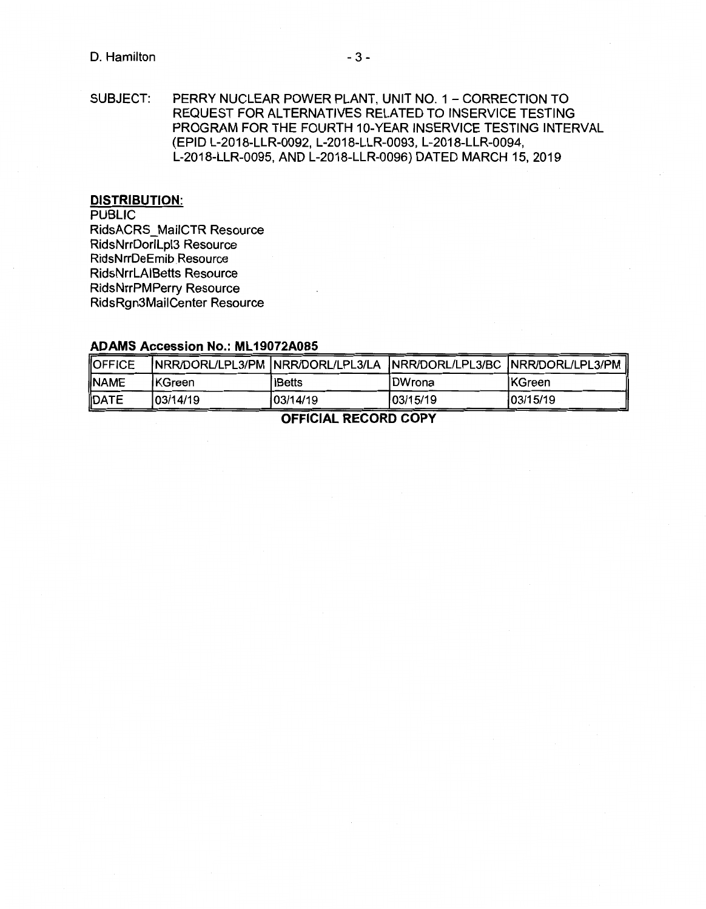SUBJECT: PERRY NUCLEAR POWER PLANT, UNIT NO. 1 – CORRECTION TO REQUEST FOR ALTERNATIVES RELATED TO INSERVICE TESTING PROGRAM FOR THE FOURTH 10-YEAR INSERVICE TESTING INTERVAL (EPID L-2018-LLR-0092, L-2018-LLR-0093, L-2018-LLR-0094, L-2018-LLR-0095, AND L-2018-LLR-0096) DATED MARCH 15, 2019

**DISTRIBUTION:**

PUBLIC
RidsACRS_MailCTR Resource
RidsNrrDorlLpl3 Resource
RidsNrrDeEmib Resource
RidsNrrLAIBetts Resource
RidsNrrPMPerry Resource
RidsRgn3MailCenter Resource

**ADAMS Accession No.: ML19072A085**

| OFFICE | NRR/DORL/LPL3/PM | NRR/DORL/LPL3/LA | NRR/DORL/LPL3/BC | NRR/DORL/LPL3/PM |
|---|---|---|---|---|
| NAME | KGreen | IBetts | DWrona | KGreen |
| DATE | 03/14/19 | 03/14/19 | 03/15/19 | 03/15/19 |

**OFFICIAL RECORD COPY**